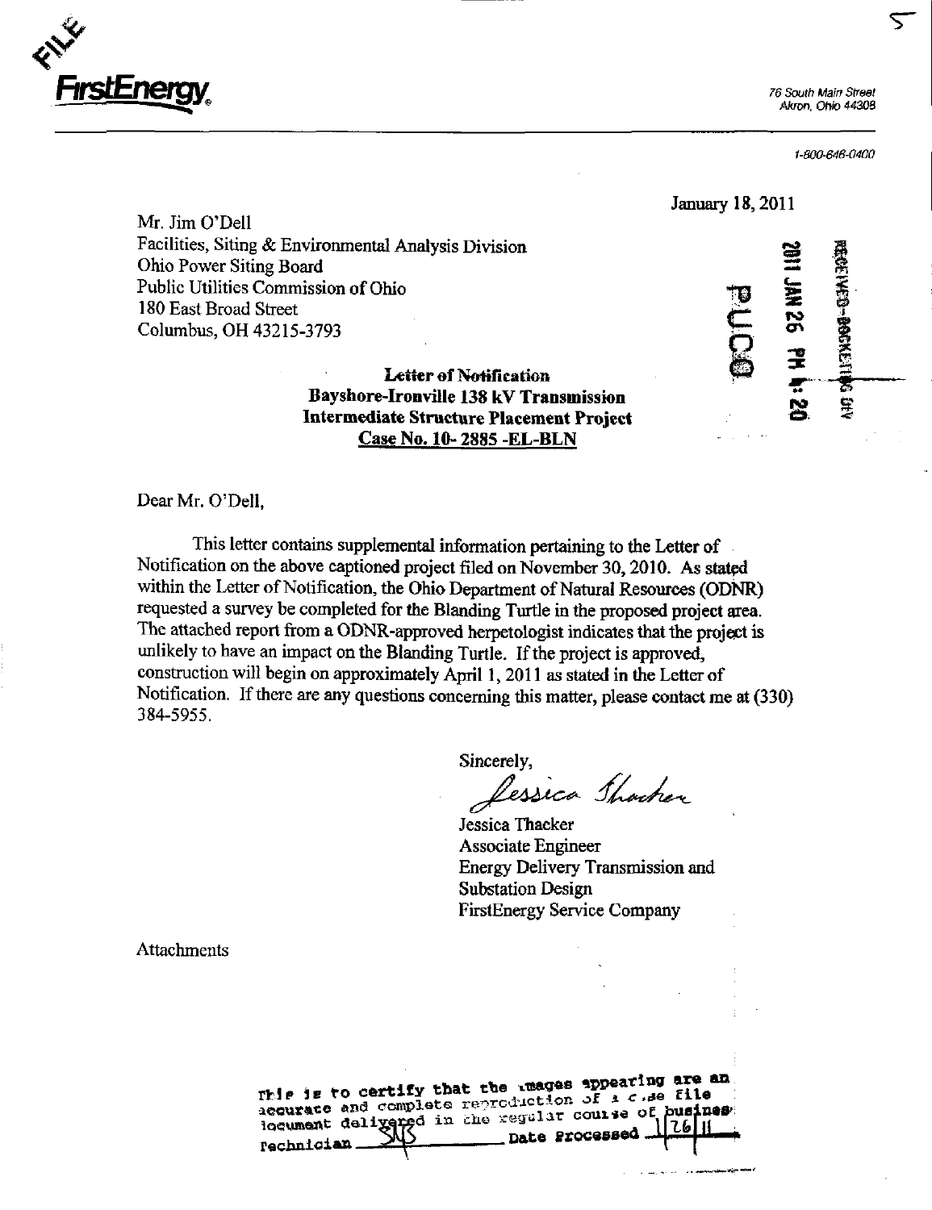FILE

**FirstEnergy**

76 South Main Street
Akron, Ohio 44308

1-800-646-0400

January 18, 2011

Mr. Jim O'Dell
Facilities, Siting & Environmental Analysis Division
Ohio Power Siting Board
Public Utilities Commission of Ohio
180 East Broad Street
Columbus, OH 43215-3793

RECEIVED-DOCKETING DIV
2011 JAN 26 PM 4:20
PUCO

**Letter of Notification**
**Bayshore-Ironville 138 kV Transmission**
**Intermediate Structure Placement Project**
**Case No. 10- 2885 -EL-BLN**

Dear Mr. O'Dell,

This letter contains supplemental information pertaining to the Letter of Notification on the above captioned project filed on November 30, 2010. As stated within the Letter of Notification, the Ohio Department of Natural Resources (ODNR) requested a survey be completed for the Blanding Turtle in the proposed project area. The attached report from a ODNR-approved herpetologist indicates that the project is unlikely to have an impact on the Blanding Turtle. If the project is approved, construction will begin on approximately April 1, 2011 as stated in the Letter of Notification. If there are any questions concerning this matter, please contact me at (330) 384-5955.

Sincerely,

Jessica Thacker

Jessica Thacker
Associate Engineer
Energy Delivery Transmission and Substation Design
FirstEnergy Service Company

Attachments

This is to certify that the images appearing are an accurate and complete reproduction of a case file document delivered in the regular course of business.
Technician SMS Date Processed 1/26/11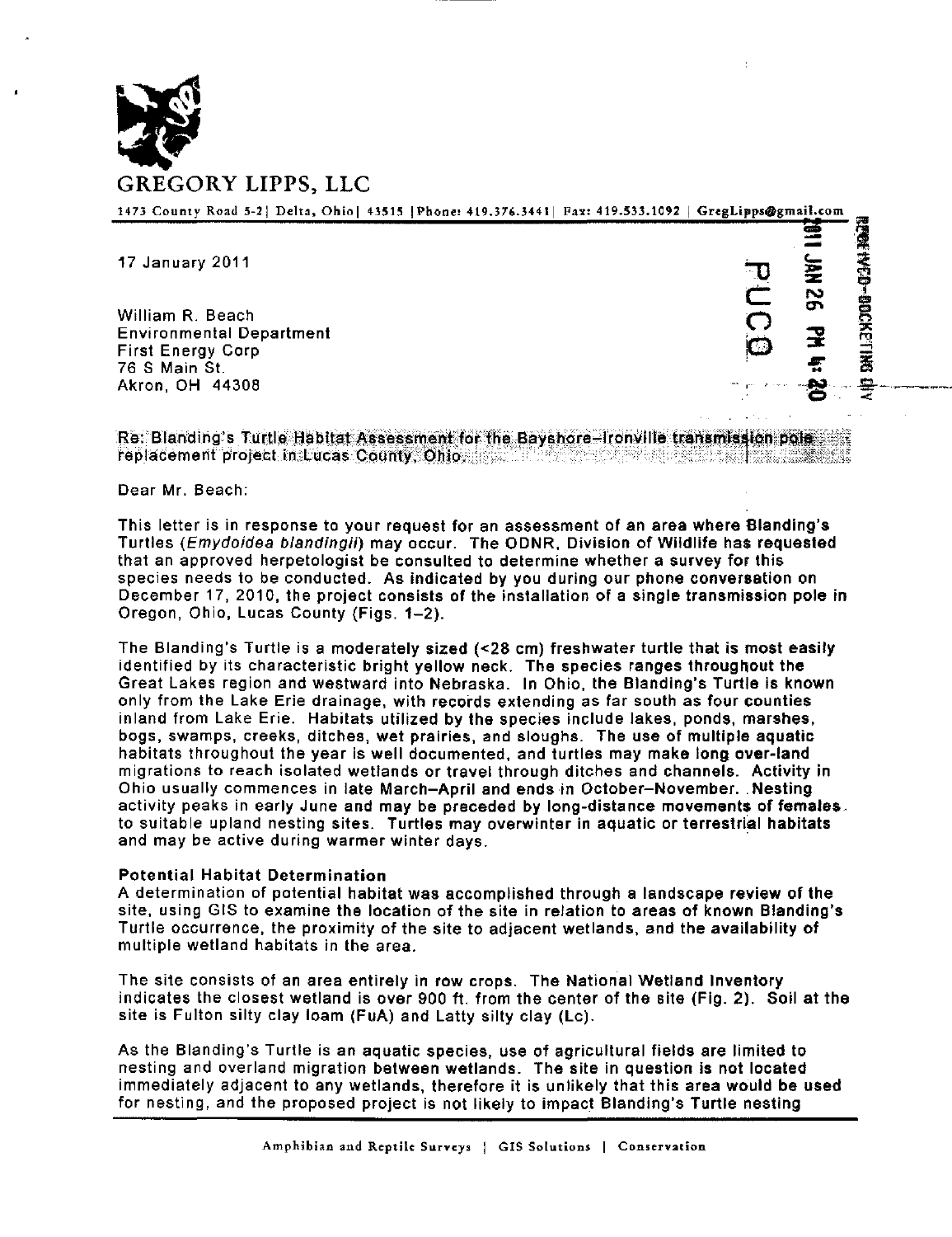# GREGORY LIPPS, LLC

1473 County Road 5-2 | Delta, Ohio | 43515 | Phone: 419.376.3441 | Fax: 419.533.1092 | GregLipps@gmail.com

2011 JAN 26 PM 4:20

RECEIVED-DOCKETING DIV

PUCO

17 January 2011

William R. Beach
Environmental Department
First Energy Corp
76 S Main St.
Akron, OH 44308

Re: Blanding's Turtle Habitat Assessment for the Bayshore–Ironville transmission pole replacement project in Lucas County, Ohio.

Dear Mr. Beach:

This letter is in response to your request for an assessment of an area where Blanding's Turtles (*Emydoidea blandingii*) may occur. The ODNR, Division of Wildlife has requested that an approved herpetologist be consulted to determine whether a survey for this species needs to be conducted. As indicated by you during our phone conversation on December 17, 2010, the project consists of the installation of a single transmission pole in Oregon, Ohio, Lucas County (Figs. 1–2).

The Blanding's Turtle is a moderately sized (<28 cm) freshwater turtle that is most easily identified by its characteristic bright yellow neck. The species ranges throughout the Great Lakes region and westward into Nebraska. In Ohio, the Blanding's Turtle is known only from the Lake Erie drainage, with records extending as far south as four counties inland from Lake Erie. Habitats utilized by the species include lakes, ponds, marshes, bogs, swamps, creeks, ditches, wet prairies, and sloughs. The use of multiple aquatic habitats throughout the year is well documented, and turtles may make long over-land migrations to reach isolated wetlands or travel through ditches and channels. Activity in Ohio usually commences in late March–April and ends in October–November. Nesting activity peaks in early June and may be preceded by long-distance movements of females to suitable upland nesting sites. Turtles may overwinter in aquatic or terrestrial habitats and may be active during warmer winter days.

**Potential Habitat Determination**

A determination of potential habitat was accomplished through a landscape review of the site, using GIS to examine the location of the site in relation to areas of known Blanding's Turtle occurrence, the proximity of the site to adjacent wetlands, and the availability of multiple wetland habitats in the area.

The site consists of an area entirely in row crops. The National Wetland Inventory indicates the closest wetland is over 900 ft. from the center of the site (Fig. 2). Soil at the site is Fulton silty clay loam (FuA) and Latty silty clay (Lc).

As the Blanding's Turtle is an aquatic species, use of agricultural fields are limited to nesting and overland migration between wetlands. The site in question is not located immediately adjacent to any wetlands, therefore it is unlikely that this area would be used for nesting, and the proposed project is not likely to impact Blanding's Turtle nesting

Amphibian and Reptile Surveys | GIS Solutions | Conservation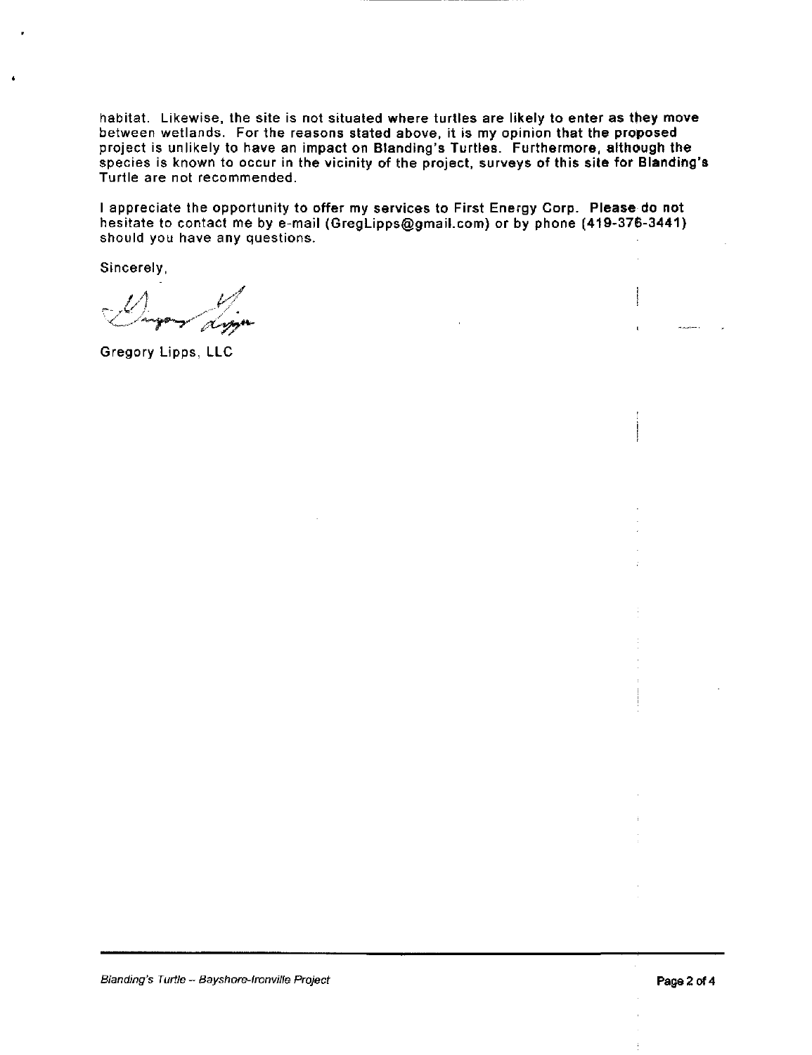habitat. Likewise, the site is not situated where turtles are likely to enter as they move between wetlands. For the reasons stated above, it is my opinion that the proposed project is unlikely to have an impact on Blanding's Turtles. Furthermore, although the species is known to occur in the vicinity of the project, surveys of this site for Blanding's Turtle are not recommended.

I appreciate the opportunity to offer my services to First Energy Corp. Please do not hesitate to contact me by e-mail (GregLipps@gmail.com) or by phone (419-376-3441) should you have any questions.

Sincerely,

Gregory Lipps, LLC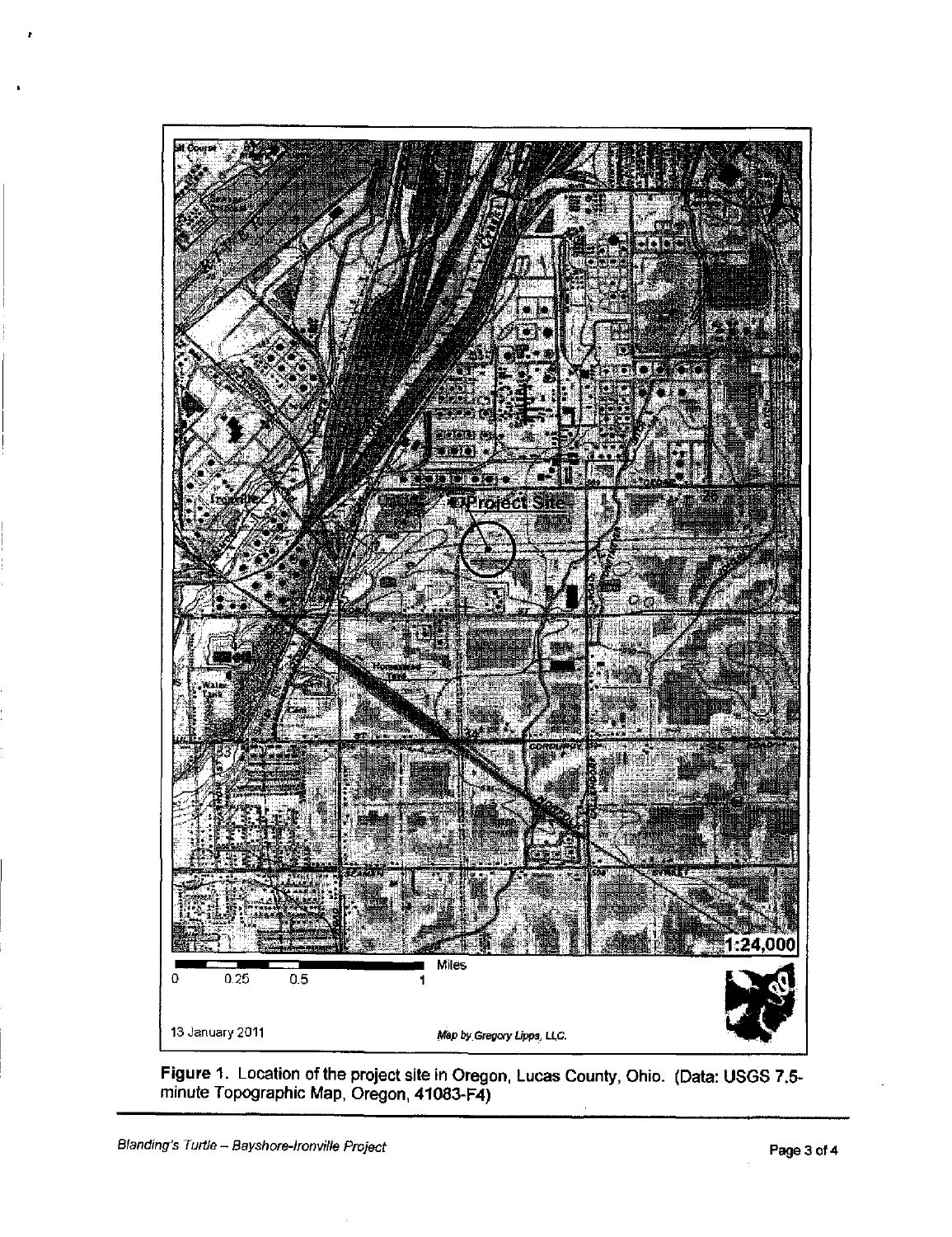**Figure 1.** Location of the project site in Oregon, Lucas County, Ohio. (Data: USGS 7.5-minute Topographic Map, Oregon, 41083-F4)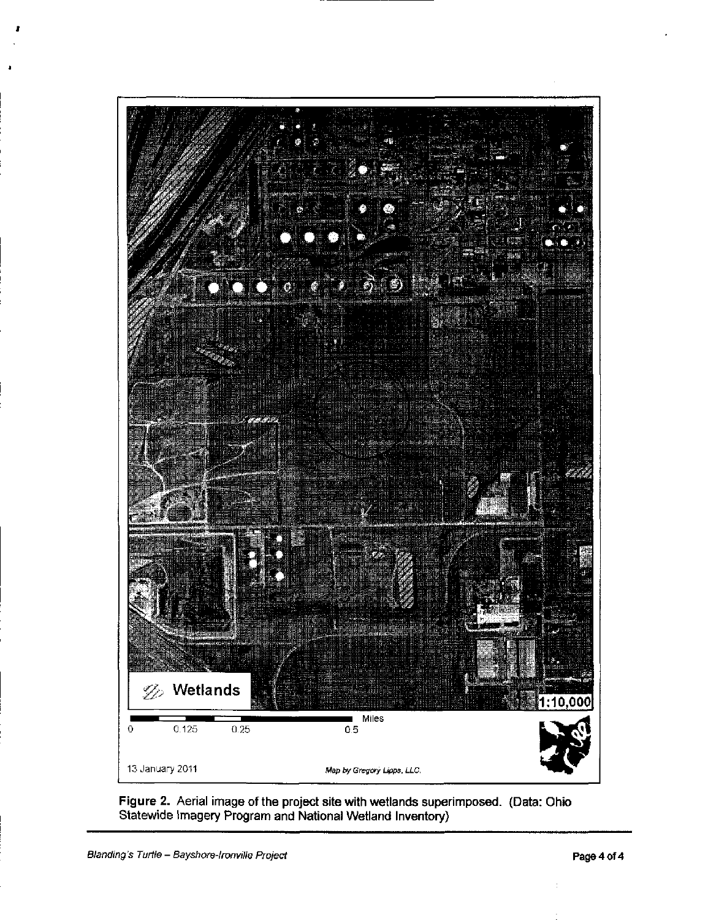Wetlands

1:10,000

0 0.125 0.25 0.5 Miles

13 January 2011

Map by Gregory Lipps, LLC.

**Figure 2.** Aerial image of the project site with wetlands superimposed. (Data: Ohio Statewide Imagery Program and National Wetland Inventory)